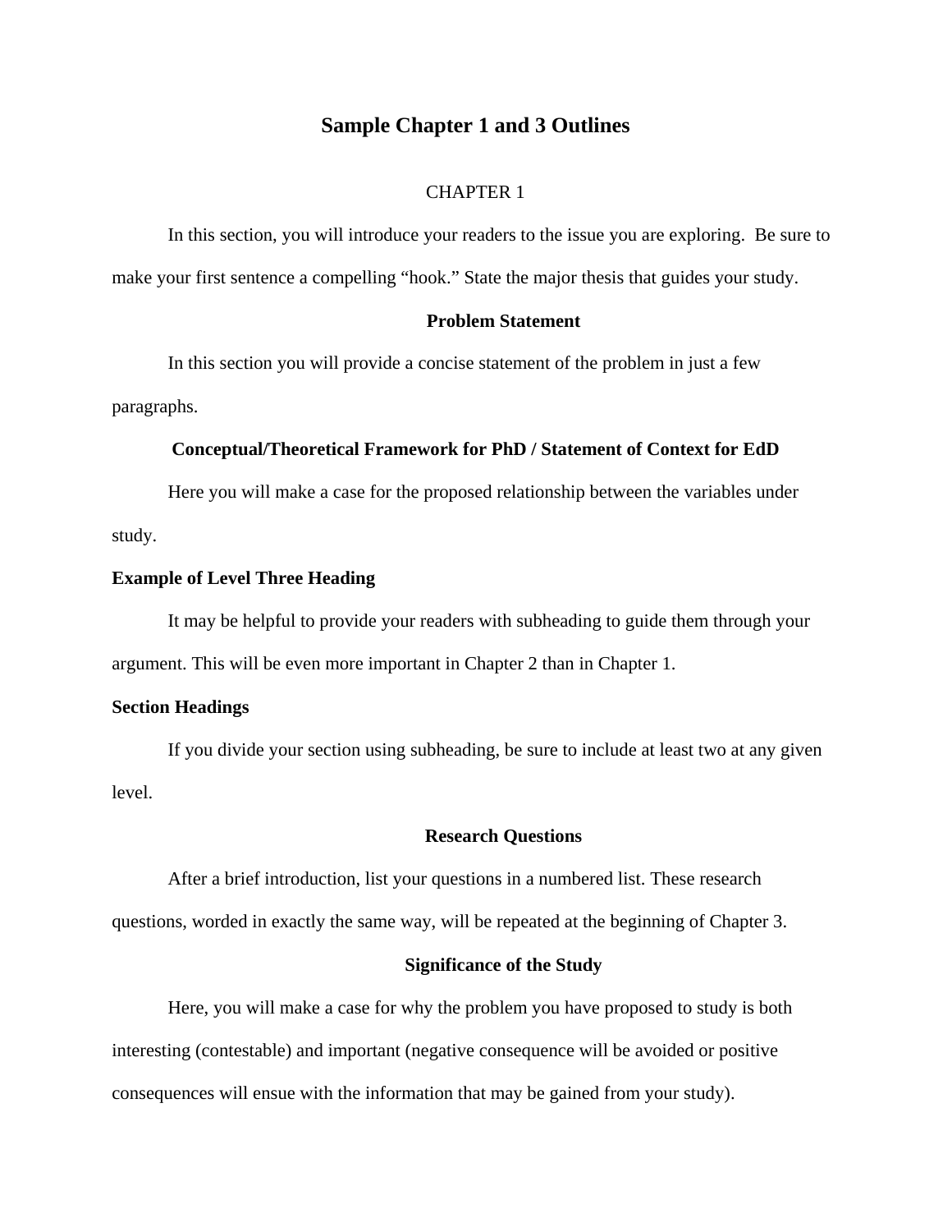# Sample Chapter 1 and 3 Outlines

## CHAPTER 1

In this section, you will introduce your readers to the issue you are exploring. Be sure to make your first sentence a compelling "hook." State the major thesis that guides your study.

### Problem Statement

In this section you will provide a concise statement of the problem in just a few paragraphs.

### Conceptual/Theoretical Framework for PhD / Statement of Context for EdD

Here you will make a case for the proposed relationship between the variables under study.

#### Example of Level Three Heading

It may be helpful to provide your readers with subheading to guide them through your argument. This will be even more important in Chapter 2 than in Chapter 1.

#### Section Headings

If you divide your section using subheading, be sure to include at least two at any given level.

### Research Questions

After a brief introduction, list your questions in a numbered list. These research questions, worded in exactly the same way, will be repeated at the beginning of Chapter 3.

### Significance of the Study

Here, you will make a case for why the problem you have proposed to study is both interesting (contestable) and important (negative consequence will be avoided or positive consequences will ensue with the information that may be gained from your study).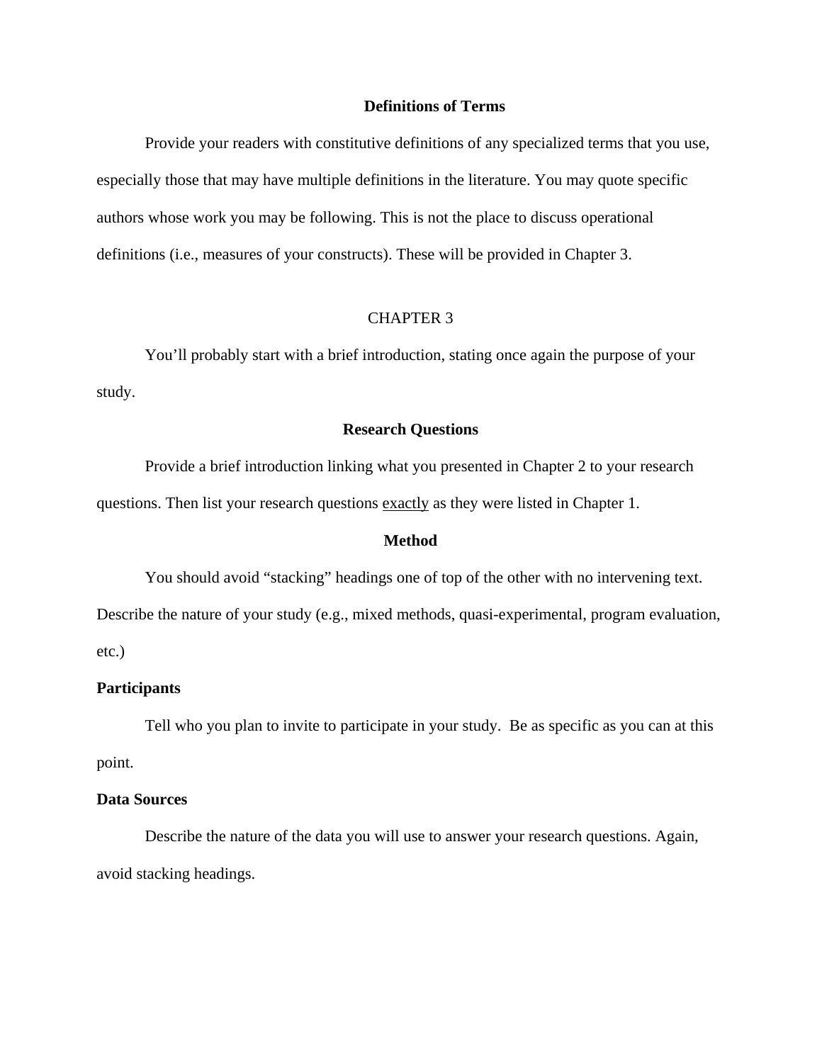## Definitions of Terms

Provide your readers with constitutive definitions of any specialized terms that you use, especially those that may have multiple definitions in the literature. You may quote specific authors whose work you may be following. This is not the place to discuss operational definitions (i.e., measures of your constructs). These will be provided in Chapter 3.

# CHAPTER 3

You'll probably start with a brief introduction, stating once again the purpose of your study.

## Research Questions

Provide a brief introduction linking what you presented in Chapter 2 to your research questions. Then list your research questions <u>exactly</u> as they were listed in Chapter 1.

## Method

You should avoid "stacking" headings one of top of the other with no intervening text. Describe the nature of your study (e.g., mixed methods, quasi-experimental, program evaluation, etc.)

### Participants

Tell who you plan to invite to participate in your study.  Be as specific as you can at this point.

### Data Sources

Describe the nature of the data you will use to answer your research questions. Again, avoid stacking headings.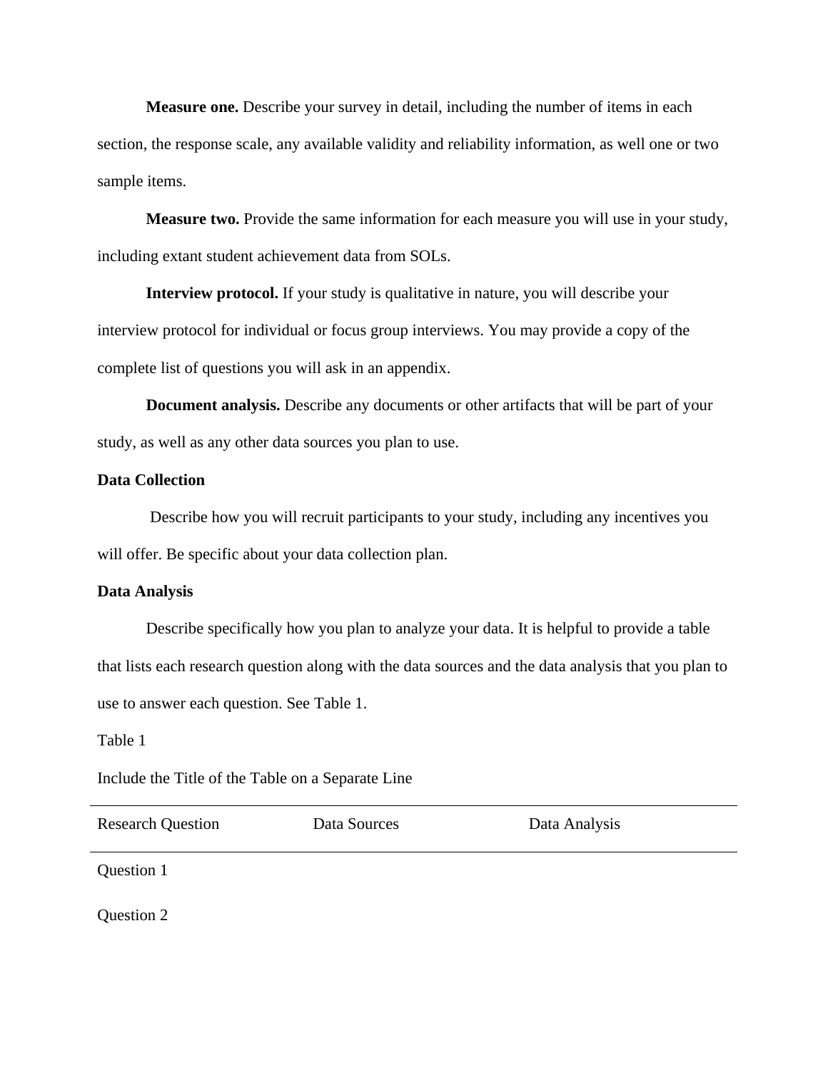**Measure one.** Describe your survey in detail, including the number of items in each section, the response scale, any available validity and reliability information, as well one or two sample items.

**Measure two.** Provide the same information for each measure you will use in your study, including extant student achievement data from SOLs.

**Interview protocol.** If your study is qualitative in nature, you will describe your interview protocol for individual or focus group interviews. You may provide a copy of the complete list of questions you will ask in an appendix.

**Document analysis.** Describe any documents or other artifacts that will be part of your study, as well as any other data sources you plan to use.

**Data Collection**

Describe how you will recruit participants to your study, including any incentives you will offer. Be specific about your data collection plan.

**Data Analysis**

Describe specifically how you plan to analyze your data. It is helpful to provide a table that lists each research question along with the data sources and the data analysis that you plan to use to answer each question. See Table 1.

Table 1

Include the Title of the Table on a Separate Line

| Research Question | Data Sources | Data Analysis |
|---|---|---|
| Question 1 | | |
| Question 2 | | |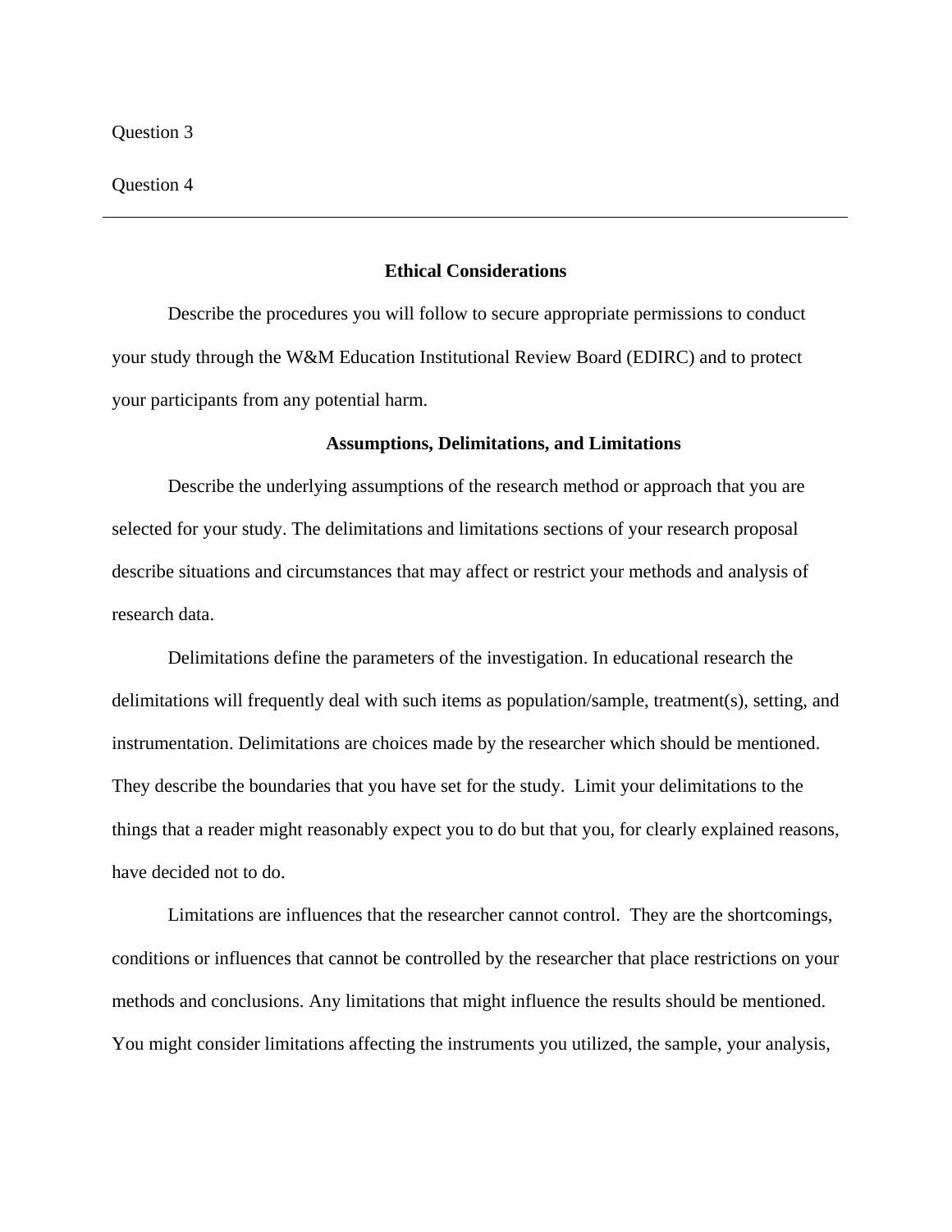Question 3

Question 4

---

## Ethical Considerations

Describe the procedures you will follow to secure appropriate permissions to conduct your study through the W&M Education Institutional Review Board (EDIRC) and to protect your participants from any potential harm.

## Assumptions, Delimitations, and Limitations

Describe the underlying assumptions of the research method or approach that you are selected for your study. The delimitations and limitations sections of your research proposal describe situations and circumstances that may affect or restrict your methods and analysis of research data.

Delimitations define the parameters of the investigation. In educational research the delimitations will frequently deal with such items as population/sample, treatment(s), setting, and instrumentation. Delimitations are choices made by the researcher which should be mentioned. They describe the boundaries that you have set for the study. Limit your delimitations to the things that a reader might reasonably expect you to do but that you, for clearly explained reasons, have decided not to do.

Limitations are influences that the researcher cannot control. They are the shortcomings, conditions or influences that cannot be controlled by the researcher that place restrictions on your methods and conclusions. Any limitations that might influence the results should be mentioned. You might consider limitations affecting the instruments you utilized, the sample, your analysis,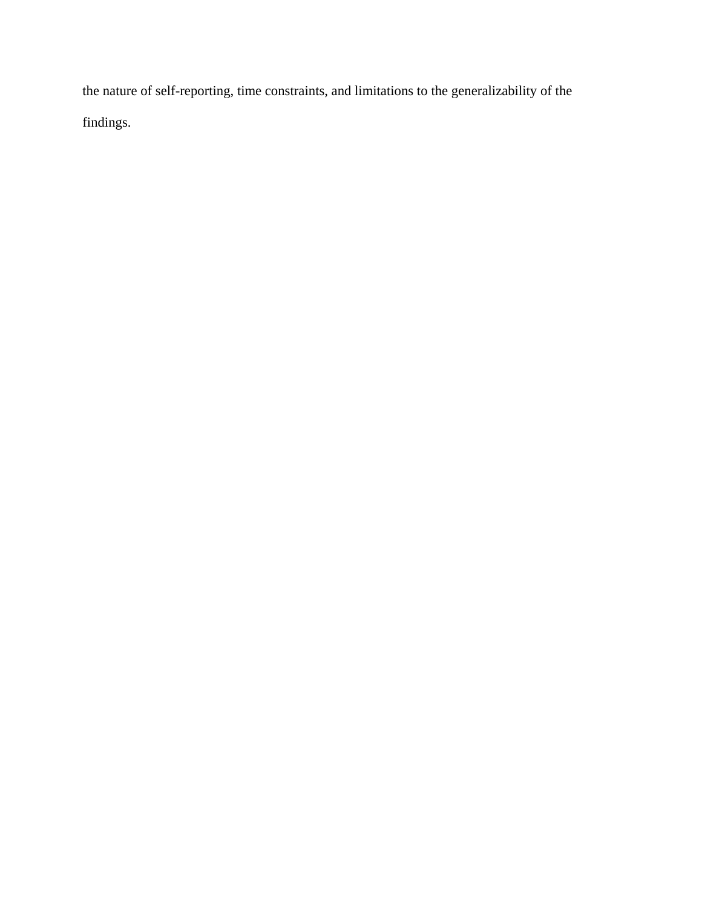the nature of self-reporting, time constraints, and limitations to the generalizability of the findings.